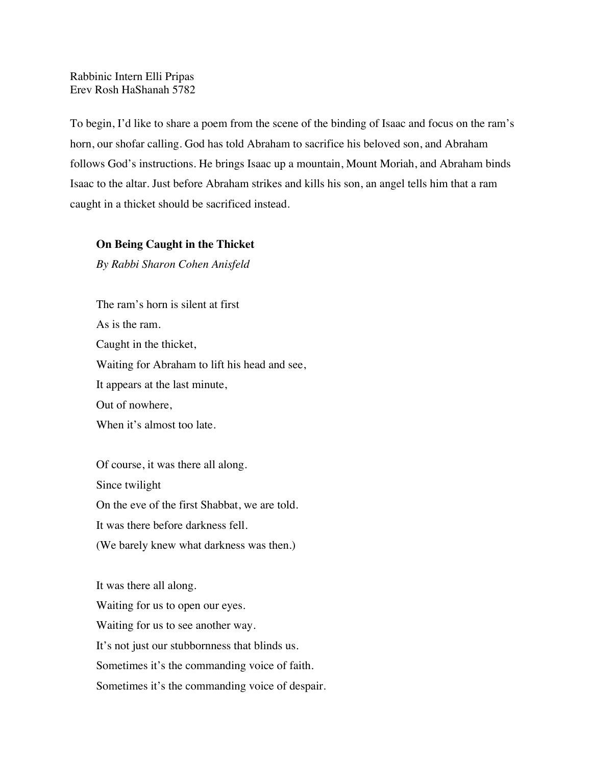Rabbinic Intern Elli Pripas
Erev Rosh HaShanah 5782

To begin, I'd like to share a poem from the scene of the binding of Isaac and focus on the ram's horn, our shofar calling. God has told Abraham to sacrifice his beloved son, and Abraham follows God's instructions. He brings Isaac up a mountain, Mount Moriah, and Abraham binds Isaac to the altar. Just before Abraham strikes and kills his son, an angel tells him that a ram caught in a thicket should be sacrificed instead.

**On Being Caught in the Thicket**

*By Rabbi Sharon Cohen Anisfeld*

The ram's horn is silent at first
As is the ram.
Caught in the thicket,
Waiting for Abraham to lift his head and see,
It appears at the last minute,
Out of nowhere,
When it's almost too late.

Of course, it was there all along.
Since twilight
On the eve of the first Shabbat, we are told.
It was there before darkness fell.
(We barely knew what darkness was then.)

It was there all along.
Waiting for us to open our eyes.
Waiting for us to see another way.
It's not just our stubbornness that blinds us.
Sometimes it's the commanding voice of faith.
Sometimes it's the commanding voice of despair.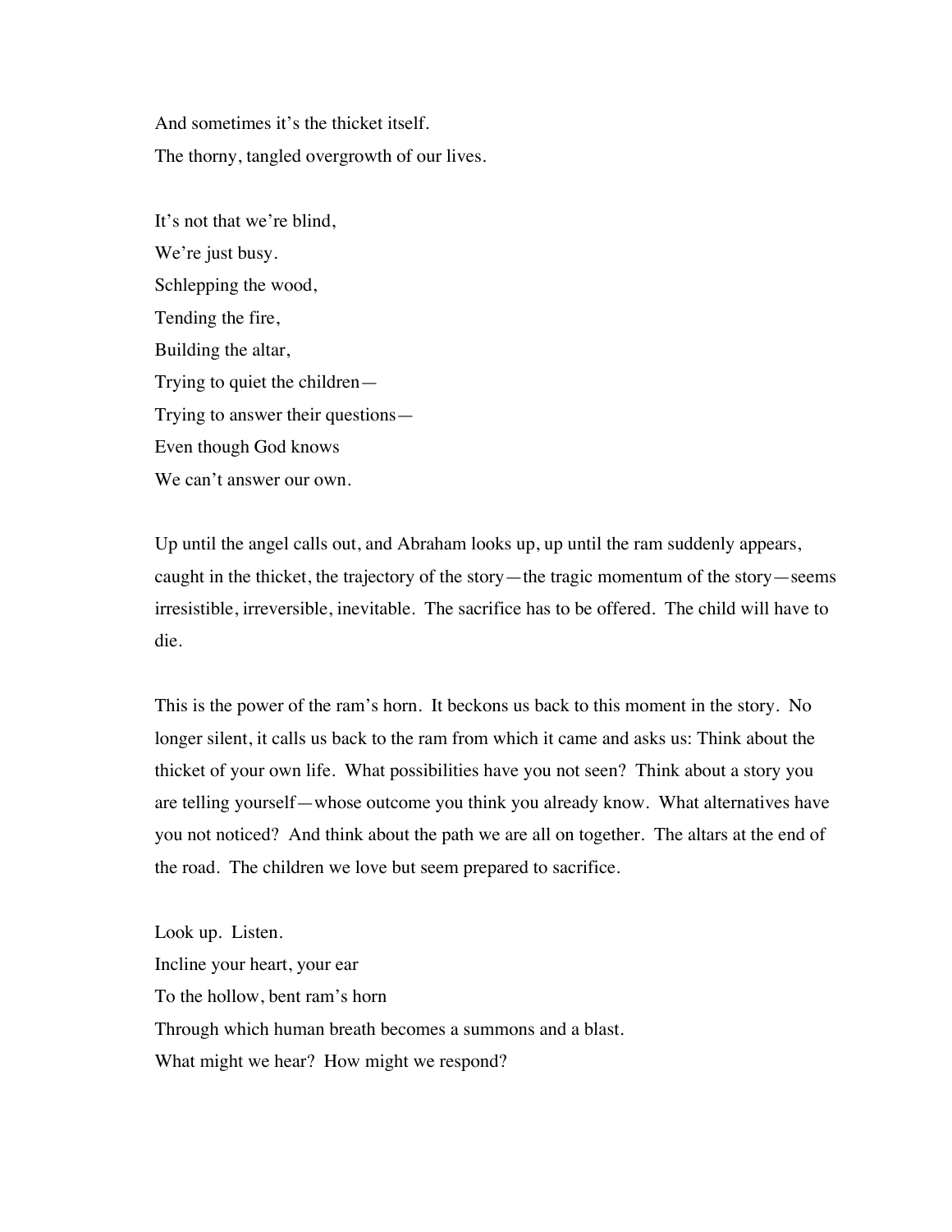And sometimes it's the thicket itself.
The thorny, tangled overgrowth of our lives.

It's not that we're blind,
We're just busy.
Schlepping the wood,
Tending the fire,
Building the altar,
Trying to quiet the children—
Trying to answer their questions—
Even though God knows
We can't answer our own.

Up until the angel calls out, and Abraham looks up, up until the ram suddenly appears, caught in the thicket, the trajectory of the story—the tragic momentum of the story—seems irresistible, irreversible, inevitable. The sacrifice has to be offered. The child will have to die.

This is the power of the ram's horn. It beckons us back to this moment in the story. No longer silent, it calls us back to the ram from which it came and asks us: Think about the thicket of your own life. What possibilities have you not seen? Think about a story you are telling yourself—whose outcome you think you already know. What alternatives have you not noticed? And think about the path we are all on together. The altars at the end of the road. The children we love but seem prepared to sacrifice.

Look up. Listen.
Incline your heart, your ear
To the hollow, bent ram's horn
Through which human breath becomes a summons and a blast.
What might we hear? How might we respond?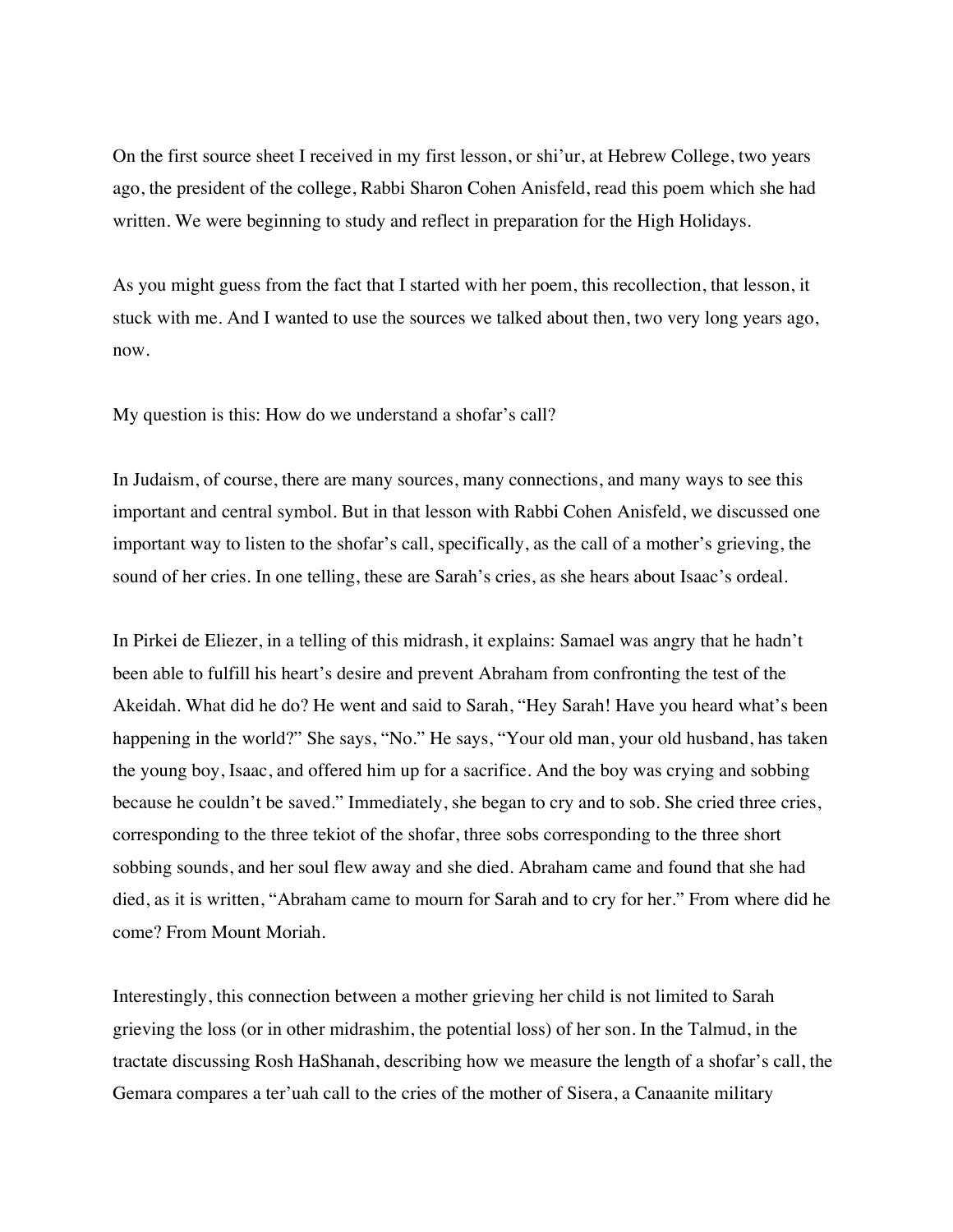On the first source sheet I received in my first lesson, or shi'ur, at Hebrew College, two years ago, the president of the college, Rabbi Sharon Cohen Anisfeld, read this poem which she had written. We were beginning to study and reflect in preparation for the High Holidays.

As you might guess from the fact that I started with her poem, this recollection, that lesson, it stuck with me. And I wanted to use the sources we talked about then, two very long years ago, now.

My question is this: How do we understand a shofar's call?

In Judaism, of course, there are many sources, many connections, and many ways to see this important and central symbol. But in that lesson with Rabbi Cohen Anisfeld, we discussed one important way to listen to the shofar's call, specifically, as the call of a mother's grieving, the sound of her cries. In one telling, these are Sarah's cries, as she hears about Isaac's ordeal.

In Pirkei de Eliezer, in a telling of this midrash, it explains: Samael was angry that he hadn't been able to fulfill his heart's desire and prevent Abraham from confronting the test of the Akeidah. What did he do? He went and said to Sarah, "Hey Sarah! Have you heard what's been happening in the world?" She says, "No." He says, "Your old man, your old husband, has taken the young boy, Isaac, and offered him up for a sacrifice. And the boy was crying and sobbing because he couldn't be saved." Immediately, she began to cry and to sob. She cried three cries, corresponding to the three tekiot of the shofar, three sobs corresponding to the three short sobbing sounds, and her soul flew away and she died. Abraham came and found that she had died, as it is written, "Abraham came to mourn for Sarah and to cry for her." From where did he come? From Mount Moriah.

Interestingly, this connection between a mother grieving her child is not limited to Sarah grieving the loss (or in other midrashim, the potential loss) of her son. In the Talmud, in the tractate discussing Rosh HaShanah, describing how we measure the length of a shofar's call, the Gemara compares a ter'uah call to the cries of the mother of Sisera, a Canaanite military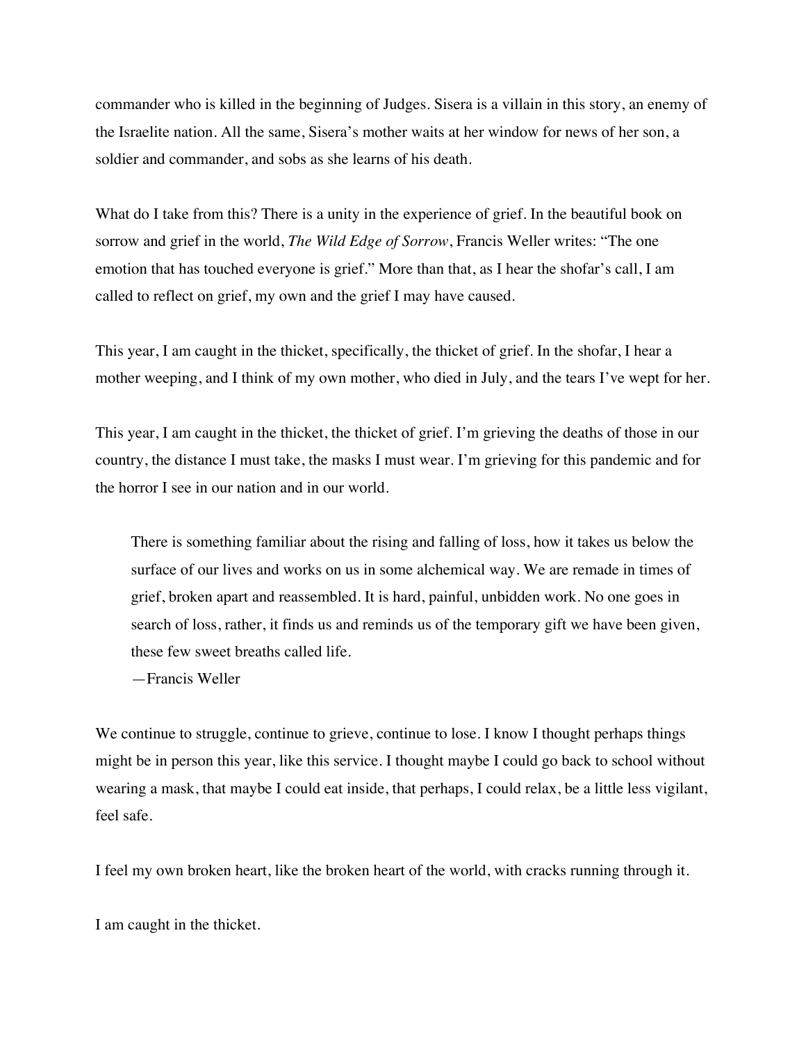commander who is killed in the beginning of Judges. Sisera is a villain in this story, an enemy of the Israelite nation. All the same, Sisera's mother waits at her window for news of her son, a soldier and commander, and sobs as she learns of his death.

What do I take from this? There is a unity in the experience of grief. In the beautiful book on sorrow and grief in the world, *The Wild Edge of Sorrow*, Francis Weller writes: "The one emotion that has touched everyone is grief." More than that, as I hear the shofar's call, I am called to reflect on grief, my own and the grief I may have caused.

This year, I am caught in the thicket, specifically, the thicket of grief. In the shofar, I hear a mother weeping, and I think of my own mother, who died in July, and the tears I've wept for her.

This year, I am caught in the thicket, the thicket of grief. I'm grieving the deaths of those in our country, the distance I must take, the masks I must wear. I'm grieving for this pandemic and for the horror I see in our nation and in our world.

> There is something familiar about the rising and falling of loss, how it takes us below the surface of our lives and works on us in some alchemical way. We are remade in times of grief, broken apart and reassembled. It is hard, painful, unbidden work. No one goes in search of loss, rather, it finds us and reminds us of the temporary gift we have been given, these few sweet breaths called life.
> —Francis Weller

We continue to struggle, continue to grieve, continue to lose. I know I thought perhaps things might be in person this year, like this service. I thought maybe I could go back to school without wearing a mask, that maybe I could eat inside, that perhaps, I could relax, be a little less vigilant, feel safe.

I feel my own broken heart, like the broken heart of the world, with cracks running through it.

I am caught in the thicket.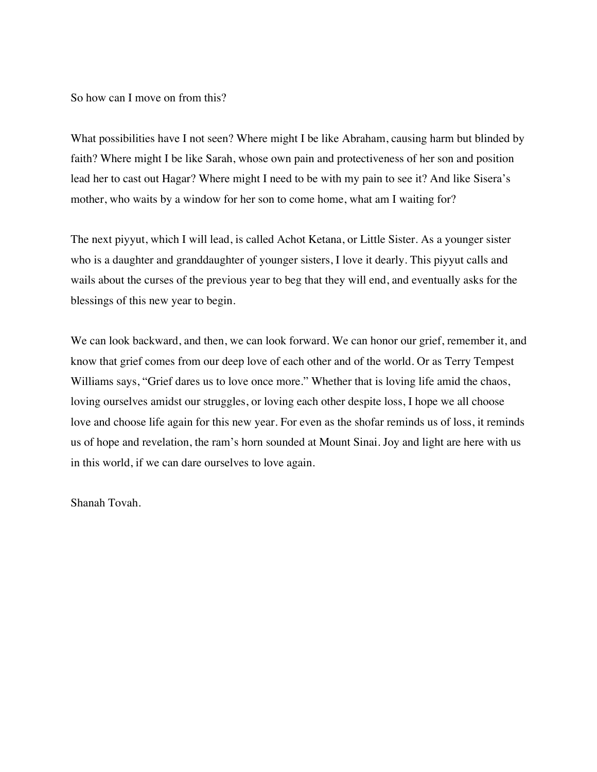So how can I move on from this?

What possibilities have I not seen? Where might I be like Abraham, causing harm but blinded by faith? Where might I be like Sarah, whose own pain and protectiveness of her son and position lead her to cast out Hagar? Where might I need to be with my pain to see it? And like Sisera's mother, who waits by a window for her son to come home, what am I waiting for?

The next piyyut, which I will lead, is called Achot Ketana, or Little Sister. As a younger sister who is a daughter and granddaughter of younger sisters, I love it dearly. This piyyut calls and wails about the curses of the previous year to beg that they will end, and eventually asks for the blessings of this new year to begin.

We can look backward, and then, we can look forward. We can honor our grief, remember it, and know that grief comes from our deep love of each other and of the world. Or as Terry Tempest Williams says, "Grief dares us to love once more." Whether that is loving life amid the chaos, loving ourselves amidst our struggles, or loving each other despite loss, I hope we all choose love and choose life again for this new year. For even as the shofar reminds us of loss, it reminds us of hope and revelation, the ram's horn sounded at Mount Sinai. Joy and light are here with us in this world, if we can dare ourselves to love again.

Shanah Tovah.